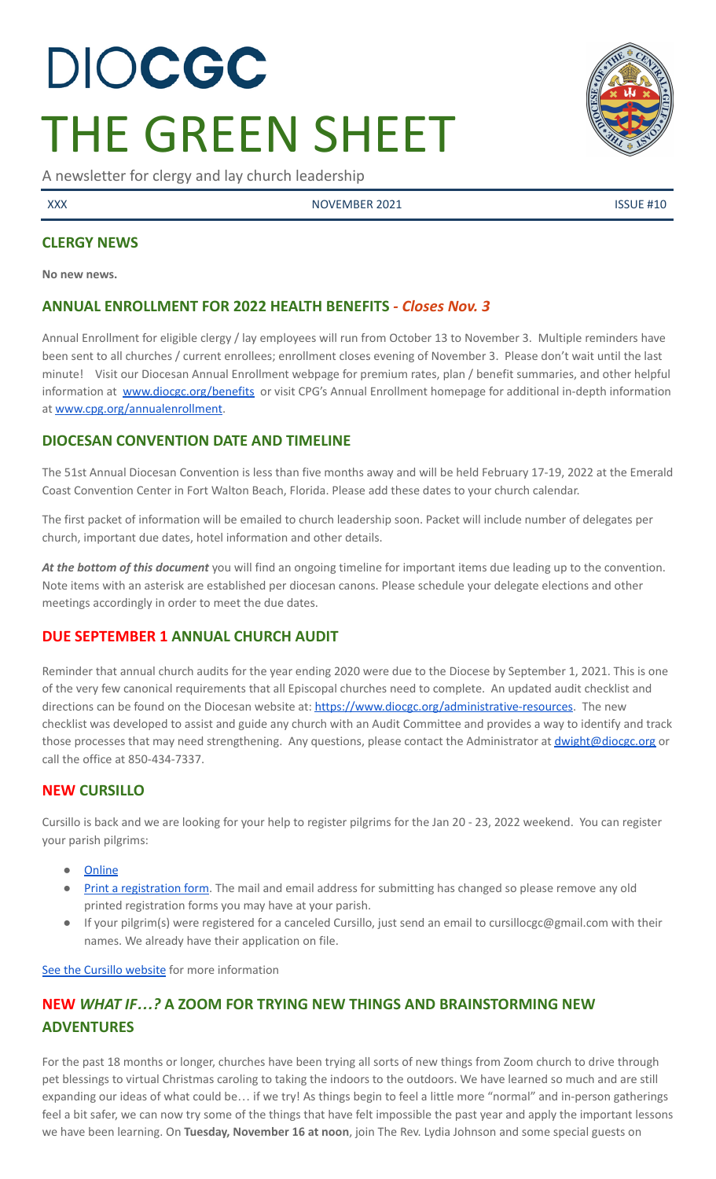# DIOCGC
# THE GREEN SHEET

A newsletter for clergy and lay church leadership

XXX NOVEMBER 2021 ISSUE #10

## CLERGY NEWS

**No new news.**

## ANNUAL ENROLLMENT FOR 2022 HEALTH BENEFITS - *Closes Nov. 3*

Annual Enrollment for eligible clergy / lay employees will run from October 13 to November 3. Multiple reminders have been sent to all churches / current enrollees; enrollment closes evening of November 3. Please don't wait until the last minute! Visit our Diocesan Annual Enrollment webpage for premium rates, plan / benefit summaries, and other helpful information at www.diocgc.org/benefits or visit CPG's Annual Enrollment homepage for additional in-depth information at www.cpg.org/annualenrollment.

## DIOCESAN CONVENTION DATE AND TIMELINE

The 51st Annual Diocesan Convention is less than five months away and will be held February 17-19, 2022 at the Emerald Coast Convention Center in Fort Walton Beach, Florida. Please add these dates to your church calendar.

The first packet of information will be emailed to church leadership soon. Packet will include number of delegates per church, important due dates, hotel information and other details.

***At the bottom of this document*** you will find an ongoing timeline for important items due leading up to the convention. Note items with an asterisk are established per diocesan canons. Please schedule your delegate elections and other meetings accordingly in order to meet the due dates.

## DUE SEPTEMBER 1 ANNUAL CHURCH AUDIT

Reminder that annual church audits for the year ending 2020 were due to the Diocese by September 1, 2021. This is one of the very few canonical requirements that all Episcopal churches need to complete. An updated audit checklist and directions can be found on the Diocesan website at: https://www.diocgc.org/administrative-resources. The new checklist was developed to assist and guide any church with an Audit Committee and provides a way to identify and track those processes that may need strengthening. Any questions, please contact the Administrator at dwight@diocgc.org or call the office at 850-434-7337.

## NEW CURSILLO

Cursillo is back and we are looking for your help to register pilgrims for the Jan 20 - 23, 2022 weekend. You can register your parish pilgrims:

- Online
- Print a registration form. The mail and email address for submitting has changed so please remove any old printed registration forms you may have at your parish.
- If your pilgrim(s) were registered for a canceled Cursillo, just send an email to cursillocgc@gmail.com with their names. We already have their application on file.

See the Cursillo website for more information

## NEW *WHAT IF…?* A ZOOM FOR TRYING NEW THINGS AND BRAINSTORMING NEW ADVENTURES

For the past 18 months or longer, churches have been trying all sorts of new things from Zoom church to drive through pet blessings to virtual Christmas caroling to taking the indoors to the outdoors. We have learned so much and are still expanding our ideas of what could be… if we try! As things begin to feel a little more "normal" and in-person gatherings feel a bit safer, we can now try some of the things that have felt impossible the past year and apply the important lessons we have been learning. On **Tuesday, November 16 at noon**, join The Rev. Lydia Johnson and some special guests on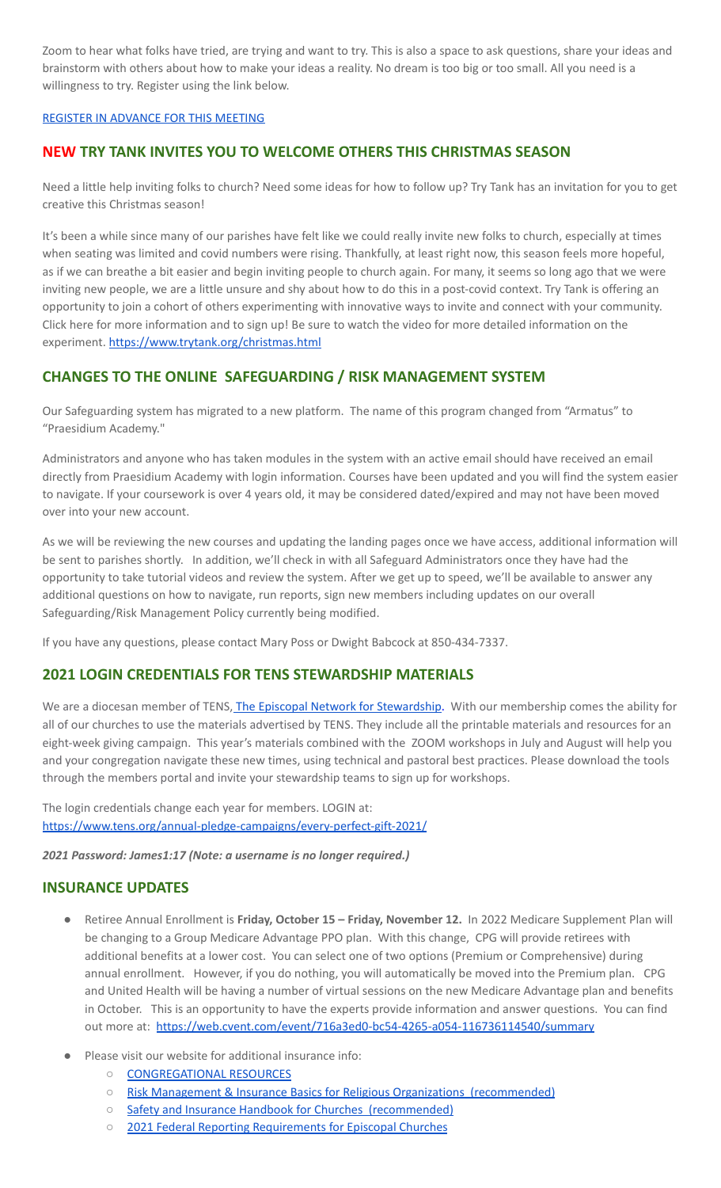Zoom to hear what folks have tried, are trying and want to try. This is also a space to ask questions, share your ideas and brainstorm with others about how to make your ideas a reality. No dream is too big or too small. All you need is a willingness to try. Register using the link below.

REGISTER IN ADVANCE FOR THIS MEETING

## NEW TRY TANK INVITES YOU TO WELCOME OTHERS THIS CHRISTMAS SEASON

Need a little help inviting folks to church? Need some ideas for how to follow up? Try Tank has an invitation for you to get creative this Christmas season!

It's been a while since many of our parishes have felt like we could really invite new folks to church, especially at times when seating was limited and covid numbers were rising. Thankfully, at least right now, this season feels more hopeful, as if we can breathe a bit easier and begin inviting people to church again. For many, it seems so long ago that we were inviting new people, we are a little unsure and shy about how to do this in a post-covid context. Try Tank is offering an opportunity to join a cohort of others experimenting with innovative ways to invite and connect with your community. Click here for more information and to sign up! Be sure to watch the video for more detailed information on the experiment. https://www.trytank.org/christmas.html

## CHANGES TO THE ONLINE SAFEGUARDING / RISK MANAGEMENT SYSTEM

Our Safeguarding system has migrated to a new platform. The name of this program changed from "Armatus" to "Praesidium Academy."

Administrators and anyone who has taken modules in the system with an active email should have received an email directly from Praesidium Academy with login information. Courses have been updated and you will find the system easier to navigate. If your coursework is over 4 years old, it may be considered dated/expired and may not have been moved over into your new account.

As we will be reviewing the new courses and updating the landing pages once we have access, additional information will be sent to parishes shortly. In addition, we'll check in with all Safeguard Administrators once they have had the opportunity to take tutorial videos and review the system. After we get up to speed, we'll be available to answer any additional questions on how to navigate, run reports, sign new members including updates on our overall Safeguarding/Risk Management Policy currently being modified.

If you have any questions, please contact Mary Poss or Dwight Babcock at 850-434-7337.

## 2021 LOGIN CREDENTIALS FOR TENS STEWARDSHIP MATERIALS

We are a diocesan member of TENS, The Episcopal Network for Stewardship. With our membership comes the ability for all of our churches to use the materials advertised by TENS. They include all the printable materials and resources for an eight-week giving campaign. This year's materials combined with the ZOOM workshops in July and August will help you and your congregation navigate these new times, using technical and pastoral best practices. Please download the tools through the members portal and invite your stewardship teams to sign up for workshops.

The login credentials change each year for members. LOGIN at: https://www.tens.org/annual-pledge-campaigns/every-perfect-gift-2021/

***2021 Password: James1:17 (Note: a username is no longer required.)***

## INSURANCE UPDATES

- Retiree Annual Enrollment is **Friday, October 15 – Friday, November 12.** In 2022 Medicare Supplement Plan will be changing to a Group Medicare Advantage PPO plan. With this change, CPG will provide retirees with additional benefits at a lower cost. You can select one of two options (Premium or Comprehensive) during annual enrollment. However, if you do nothing, you will automatically be moved into the Premium plan. CPG and United Health will be having a number of virtual sessions on the new Medicare Advantage plan and benefits in October. This is an opportunity to have the experts provide information and answer questions. You can find out more at: https://web.cvent.com/event/716a3ed0-bc54-4265-a054-116736114540/summary
- Please visit our website for additional insurance info:
  - CONGREGATIONAL RESOURCES
  - Risk Management & Insurance Basics for Religious Organizations (recommended)
  - Safety and Insurance Handbook for Churches (recommended)
  - 2021 Federal Reporting Requirements for Episcopal Churches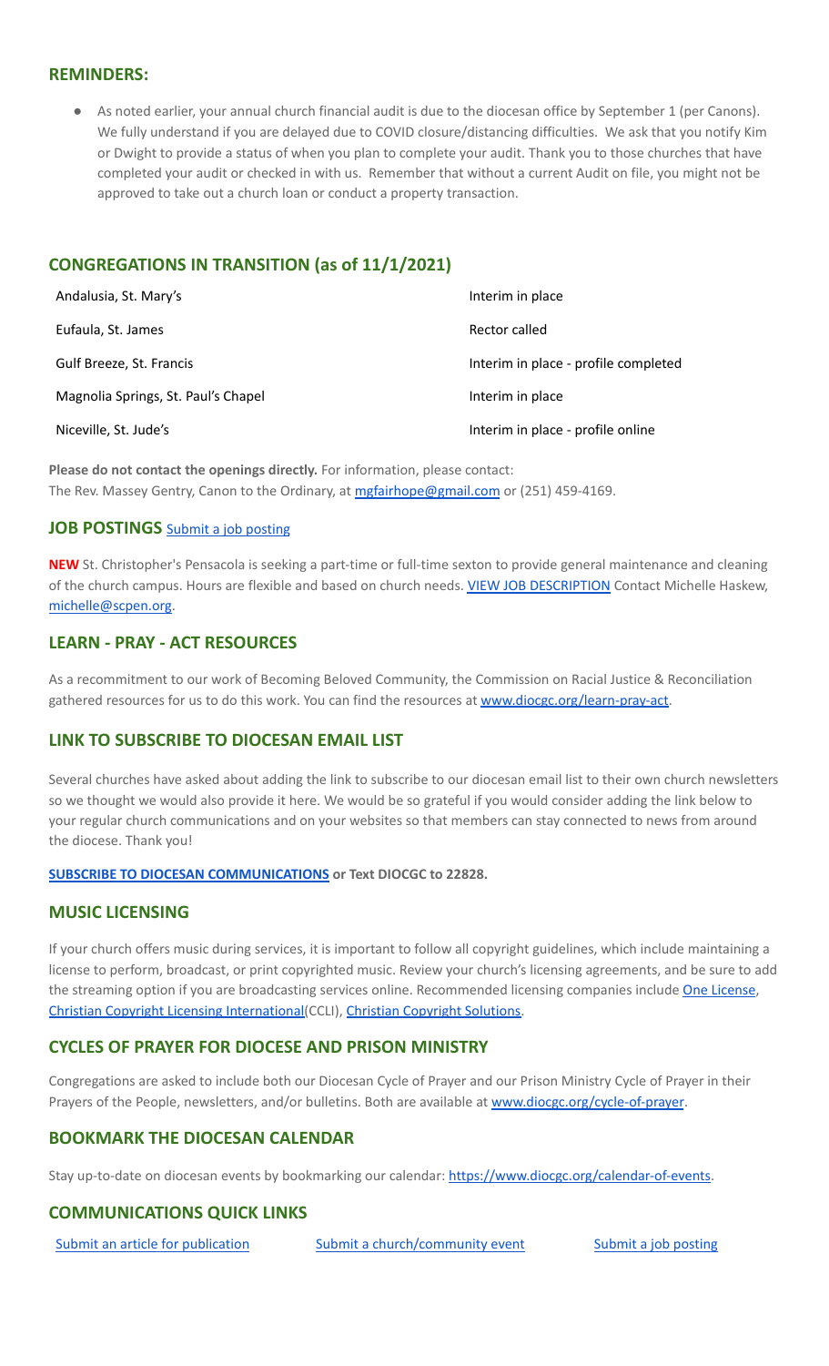## REMINDERS:

- As noted earlier, your annual church financial audit is due to the diocesan office by September 1 (per Canons). We fully understand if you are delayed due to COVID closure/distancing difficulties. We ask that you notify Kim or Dwight to provide a status of when you plan to complete your audit. Thank you to those churches that have completed your audit or checked in with us. Remember that without a current Audit on file, you might not be approved to take out a church loan or conduct a property transaction.

## CONGREGATIONS IN TRANSITION (as of 11/1/2021)

| | |
|---|---|
| Andalusia, St. Mary's | Interim in place |
| Eufaula, St. James | Rector called |
| Gulf Breeze, St. Francis | Interim in place - profile completed |
| Magnolia Springs, St. Paul's Chapel | Interim in place |
| Niceville, St. Jude's | Interim in place - profile online |

**Please do not contact the openings directly.** For information, please contact:
The Rev. Massey Gentry, Canon to the Ordinary, at mgfairhope@gmail.com or (251) 459-4169.

## JOB POSTINGS Submit a job posting

**NEW** St. Christopher's Pensacola is seeking a part-time or full-time sexton to provide general maintenance and cleaning of the church campus. Hours are flexible and based on church needs. VIEW JOB DESCRIPTION Contact Michelle Haskew, michelle@scpen.org.

## LEARN - PRAY - ACT RESOURCES

As a recommitment to our work of Becoming Beloved Community, the Commission on Racial Justice & Reconciliation gathered resources for us to do this work. You can find the resources at www.diocgc.org/learn-pray-act.

## LINK TO SUBSCRIBE TO DIOCESAN EMAIL LIST

Several churches have asked about adding the link to subscribe to our diocesan email list to their own church newsletters so we thought we would also provide it here. We would be so grateful if you would consider adding the link below to your regular church communications and on your websites so that members can stay connected to news from around the diocese. Thank you!

**SUBSCRIBE TO DIOCESAN COMMUNICATIONS or Text DIOCGC to 22828.**

## MUSIC LICENSING

If your church offers music during services, it is important to follow all copyright guidelines, which include maintaining a license to perform, broadcast, or print copyrighted music. Review your church's licensing agreements, and be sure to add the streaming option if you are broadcasting services online. Recommended licensing companies include One License, Christian Copyright Licensing International(CCLI), Christian Copyright Solutions.

## CYCLES OF PRAYER FOR DIOCESE AND PRISON MINISTRY

Congregations are asked to include both our Diocesan Cycle of Prayer and our Prison Ministry Cycle of Prayer in their Prayers of the People, newsletters, and/or bulletins. Both are available at www.diocgc.org/cycle-of-prayer.

## BOOKMARK THE DIOCESAN CALENDAR

Stay up-to-date on diocesan events by bookmarking our calendar: https://www.diocgc.org/calendar-of-events.

## COMMUNICATIONS QUICK LINKS

Submit an article for publication　　Submit a church/community event　　Submit a job posting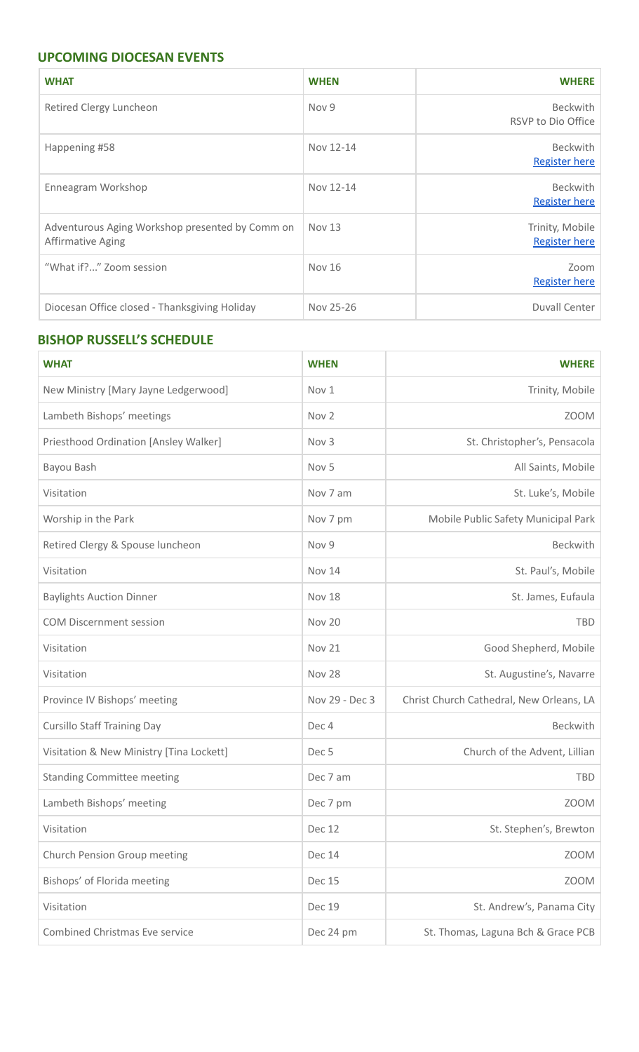## UPCOMING DIOCESAN EVENTS

| WHAT | WHEN | WHERE |
|---|---|---|
| Retired Clergy Luncheon | Nov 9 | Beckwith RSVP to Dio Office |
| Happening #58 | Nov 12-14 | Beckwith Register here |
| Enneagram Workshop | Nov 12-14 | Beckwith Register here |
| Adventurous Aging Workshop presented by Comm on Affirmative Aging | Nov 13 | Trinity, Mobile Register here |
| "What if?..." Zoom session | Nov 16 | Zoom Register here |
| Diocesan Office closed - Thanksgiving Holiday | Nov 25-26 | Duvall Center |

## BISHOP RUSSELL'S SCHEDULE

| WHAT | WHEN | WHERE |
|---|---|---|
| New Ministry [Mary Jayne Ledgerwood] | Nov 1 | Trinity, Mobile |
| Lambeth Bishops' meetings | Nov 2 | ZOOM |
| Priesthood Ordination [Ansley Walker] | Nov 3 | St. Christopher's, Pensacola |
| Bayou Bash | Nov 5 | All Saints, Mobile |
| Visitation | Nov 7 am | St. Luke's, Mobile |
| Worship in the Park | Nov 7 pm | Mobile Public Safety Municipal Park |
| Retired Clergy & Spouse luncheon | Nov 9 | Beckwith |
| Visitation | Nov 14 | St. Paul's, Mobile |
| Baylights Auction Dinner | Nov 18 | St. James, Eufaula |
| COM Discernment session | Nov 20 | TBD |
| Visitation | Nov 21 | Good Shepherd, Mobile |
| Visitation | Nov 28 | St. Augustine's, Navarre |
| Province IV Bishops' meeting | Nov 29 - Dec 3 | Christ Church Cathedral, New Orleans, LA |
| Cursillo Staff Training Day | Dec 4 | Beckwith |
| Visitation & New Ministry [Tina Lockett] | Dec 5 | Church of the Advent, Lillian |
| Standing Committee meeting | Dec 7 am | TBD |
| Lambeth Bishops' meeting | Dec 7 pm | ZOOM |
| Visitation | Dec 12 | St. Stephen's, Brewton |
| Church Pension Group meeting | Dec 14 | ZOOM |
| Bishops' of Florida meeting | Dec 15 | ZOOM |
| Visitation | Dec 19 | St. Andrew's, Panama City |
| Combined Christmas Eve service | Dec 24 pm | St. Thomas, Laguna Bch & Grace PCB |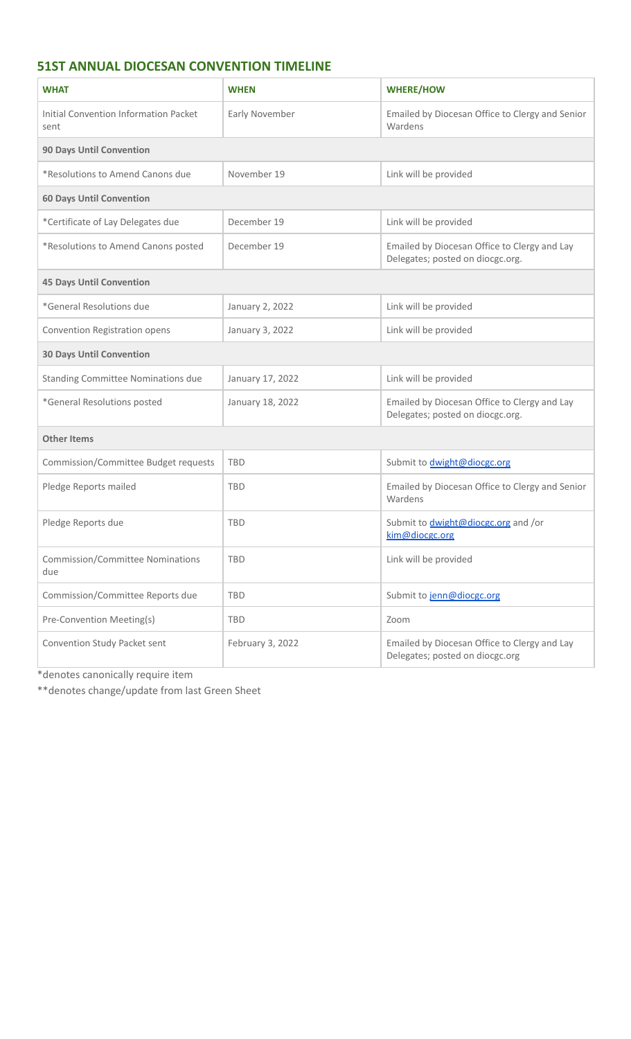## 51ST ANNUAL DIOCESAN CONVENTION TIMELINE

| WHAT | WHEN | WHERE/HOW |
|---|---|---|
| Initial Convention Information Packet sent | Early November | Emailed by Diocesan Office to Clergy and Senior Wardens |
| **90 Days Until Convention** | | |
| *Resolutions to Amend Canons due | November 19 | Link will be provided |
| **60 Days Until Convention** | | |
| *Certificate of Lay Delegates due | December 19 | Link will be provided |
| *Resolutions to Amend Canons posted | December 19 | Emailed by Diocesan Office to Clergy and Lay Delegates; posted on diocgc.org. |
| **45 Days Until Convention** | | |
| *General Resolutions due | January 2, 2022 | Link will be provided |
| Convention Registration opens | January 3, 2022 | Link will be provided |
| **30 Days Until Convention** | | |
| Standing Committee Nominations due | January 17, 2022 | Link will be provided |
| *General Resolutions posted | January 18, 2022 | Emailed by Diocesan Office to Clergy and Lay Delegates; posted on diocgc.org. |
| **Other Items** | | |
| Commission/Committee Budget requests | TBD | Submit to dwight@diocgc.org |
| Pledge Reports mailed | TBD | Emailed by Diocesan Office to Clergy and Senior Wardens |
| Pledge Reports due | TBD | Submit to dwight@diocgc.org and /or kim@diocgc.org |
| Commission/Committee Nominations due | TBD | Link will be provided |
| Commission/Committee Reports due | TBD | Submit to jenn@diocgc.org |
| Pre-Convention Meeting(s) | TBD | Zoom |
| Convention Study Packet sent | February 3, 2022 | Emailed by Diocesan Office to Clergy and Lay Delegates; posted on diocgc.org |

*denotes canonically require item

**denotes change/update from last Green Sheet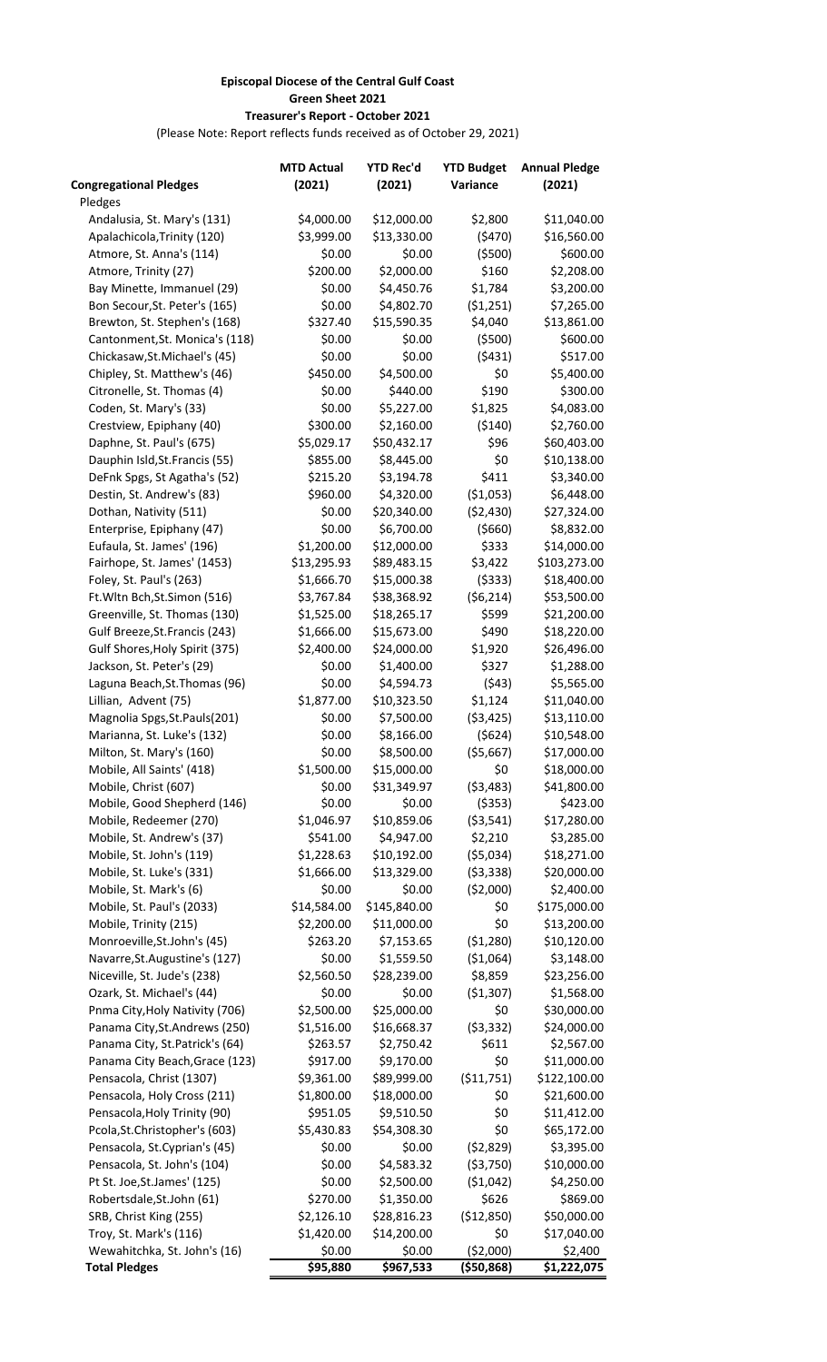**Episcopal Diocese of the Central Gulf Coast**
**Green Sheet 2021**
**Treasurer's Report - October 2021**

(Please Note: Report reflects funds received as of October 29, 2021)

| **Congregational Pledges** | **MTD Actual (2021)** | **YTD Rec'd (2021)** | **YTD Budget Variance** | **Annual Pledge (2021)** |
|---|---|---|---|---|
| Pledges | | | | |
| Andalusia, St. Mary's (131) | $4,000.00 | $12,000.00 | $2,800 | $11,040.00 |
| Apalachicola,Trinity (120) | $3,999.00 | $13,330.00 | ($470) | $16,560.00 |
| Atmore, St. Anna's (114) | $0.00 | $0.00 | ($500) | $600.00 |
| Atmore, Trinity (27) | $200.00 | $2,000.00 | $160 | $2,208.00 |
| Bay Minette, Immanuel (29) | $0.00 | $4,450.76 | $1,784 | $3,200.00 |
| Bon Secour,St. Peter's (165) | $0.00 | $4,802.70 | ($1,251) | $7,265.00 |
| Brewton, St. Stephen's (168) | $327.40 | $15,590.35 | $4,040 | $13,861.00 |
| Cantonment,St. Monica's (118) | $0.00 | $0.00 | ($500) | $600.00 |
| Chickasaw,St.Michael's (45) | $0.00 | $0.00 | ($431) | $517.00 |
| Chipley, St. Matthew's (46) | $450.00 | $4,500.00 | $0 | $5,400.00 |
| Citronelle, St. Thomas (4) | $0.00 | $440.00 | $190 | $300.00 |
| Coden, St. Mary's (33) | $0.00 | $5,227.00 | $1,825 | $4,083.00 |
| Crestview, Epiphany (40) | $300.00 | $2,160.00 | ($140) | $2,760.00 |
| Daphne, St. Paul's (675) | $5,029.17 | $50,432.17 | $96 | $60,403.00 |
| Dauphin Isld,St.Francis (55) | $855.00 | $8,445.00 | $0 | $10,138.00 |
| DeFnk Spgs, St Agatha's (52) | $215.20 | $3,194.78 | $411 | $3,340.00 |
| Destin, St. Andrew's (83) | $960.00 | $4,320.00 | ($1,053) | $6,448.00 |
| Dothan, Nativity (511) | $0.00 | $20,340.00 | ($2,430) | $27,324.00 |
| Enterprise, Epiphany (47) | $0.00 | $6,700.00 | ($660) | $8,832.00 |
| Eufaula, St. James' (196) | $1,200.00 | $12,000.00 | $333 | $14,000.00 |
| Fairhope, St. James' (1453) | $13,295.93 | $89,483.15 | $3,422 | $103,273.00 |
| Foley, St. Paul's (263) | $1,666.70 | $15,000.38 | ($333) | $18,400.00 |
| Ft.Wltn Bch,St.Simon (516) | $3,767.84 | $38,368.92 | ($6,214) | $53,500.00 |
| Greenville, St. Thomas (130) | $1,525.00 | $18,265.17 | $599 | $21,200.00 |
| Gulf Breeze,St.Francis (243) | $1,666.00 | $15,673.00 | $490 | $18,220.00 |
| Gulf Shores,Holy Spirit (375) | $2,400.00 | $24,000.00 | $1,920 | $26,496.00 |
| Jackson, St. Peter's (29) | $0.00 | $1,400.00 | $327 | $1,288.00 |
| Laguna Beach,St.Thomas (96) | $0.00 | $4,594.73 | ($43) | $5,565.00 |
| Lillian, Advent (75) | $1,877.00 | $10,323.50 | $1,124 | $11,040.00 |
| Magnolia Spgs,St.Pauls(201) | $0.00 | $7,500.00 | ($3,425) | $13,110.00 |
| Marianna, St. Luke's (132) | $0.00 | $8,166.00 | ($624) | $10,548.00 |
| Milton, St. Mary's (160) | $0.00 | $8,500.00 | ($5,667) | $17,000.00 |
| Mobile, All Saints' (418) | $1,500.00 | $15,000.00 | $0 | $18,000.00 |
| Mobile, Christ (607) | $0.00 | $31,349.97 | ($3,483) | $41,800.00 |
| Mobile, Good Shepherd (146) | $0.00 | $0.00 | ($353) | $423.00 |
| Mobile, Redeemer (270) | $1,046.97 | $10,859.06 | ($3,541) | $17,280.00 |
| Mobile, St. Andrew's (37) | $541.00 | $4,947.00 | $2,210 | $3,285.00 |
| Mobile, St. John's (119) | $1,228.63 | $10,192.00 | ($5,034) | $18,271.00 |
| Mobile, St. Luke's (331) | $1,666.00 | $13,329.00 | ($3,338) | $20,000.00 |
| Mobile, St. Mark's (6) | $0.00 | $0.00 | ($2,000) | $2,400.00 |
| Mobile, St. Paul's (2033) | $14,584.00 | $145,840.00 | $0 | $175,000.00 |
| Mobile, Trinity (215) | $2,200.00 | $11,000.00 | $0 | $13,200.00 |
| Monroeville,St.John's (45) | $263.20 | $7,153.65 | ($1,280) | $10,120.00 |
| Navarre,St.Augustine's (127) | $0.00 | $1,559.50 | ($1,064) | $3,148.00 |
| Niceville, St. Jude's (238) | $2,560.50 | $28,239.00 | $8,859 | $23,256.00 |
| Ozark, St. Michael's (44) | $0.00 | $0.00 | ($1,307) | $1,568.00 |
| Pnma City,Holy Nativity (706) | $2,500.00 | $25,000.00 | $0 | $30,000.00 |
| Panama City,St.Andrews (250) | $1,516.00 | $16,668.37 | ($3,332) | $24,000.00 |
| Panama City, St.Patrick's (64) | $263.57 | $2,750.42 | $611 | $2,567.00 |
| Panama City Beach,Grace (123) | $917.00 | $9,170.00 | $0 | $11,000.00 |
| Pensacola, Christ (1307) | $9,361.00 | $89,999.00 | ($11,751) | $122,100.00 |
| Pensacola, Holy Cross (211) | $1,800.00 | $18,000.00 | $0 | $21,600.00 |
| Pensacola,Holy Trinity (90) | $951.05 | $9,510.50 | $0 | $11,412.00 |
| Pcola,St.Christopher's (603) | $5,430.83 | $54,308.30 | $0 | $65,172.00 |
| Pensacola, St.Cyprian's (45) | $0.00 | $0.00 | ($2,829) | $3,395.00 |
| Pensacola, St. John's (104) | $0.00 | $4,583.32 | ($3,750) | $10,000.00 |
| Pt St. Joe,St.James' (125) | $0.00 | $2,500.00 | ($1,042) | $4,250.00 |
| Robertsdale,St.John (61) | $270.00 | $1,350.00 | $626 | $869.00 |
| SRB, Christ King (255) | $2,126.10 | $28,816.23 | ($12,850) | $50,000.00 |
| Troy, St. Mark's (116) | $1,420.00 | $14,200.00 | $0 | $17,040.00 |
| Wewahitchka, St. John's (16) | $0.00 | $0.00 | ($2,000) | $2,400 |
| **Total Pledges** | **$95,880** | **$967,533** | **($50,868)** | **$1,222,075** |